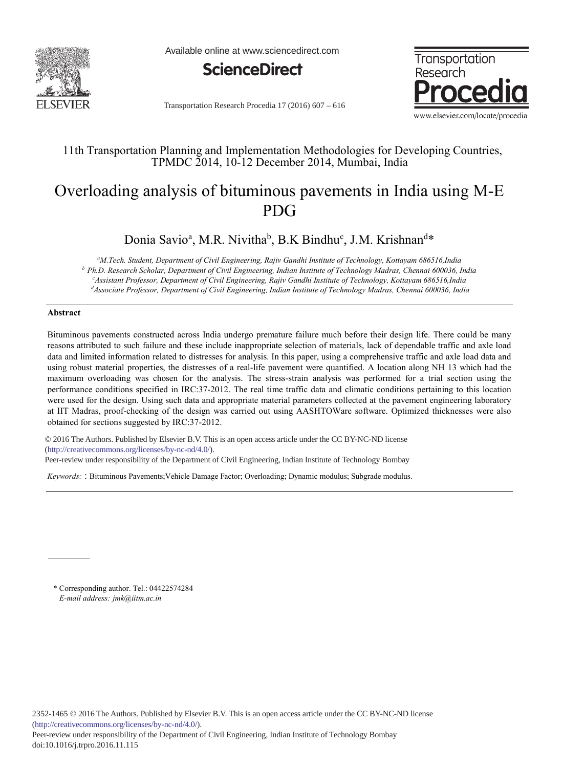11th Transportation Planning and Implementation Methodologies for Developing Countries, TPMDC 2014, 10-12 December 2014, Mumbai, India

# Overloading analysis of bituminous pavements in India using M-E PDG

Donia Savio[a], M.R. Nivitha[b], B.K Bindhu[c], J.M. Krishnan[d]*

[a]*M.Tech. Student, Department of Civil Engineering, Rajiv Gandhi Institute of Technology, Kottayam 686516,India*
[b] *Ph.D. Research Scholar, Department of Civil Engineering, Indian Institute of Technology Madras, Chennai 600036, India*
[c]*Assistant Professor, Department of Civil Engineering, Rajiv Gandhi Institute of Technology, Kottayam 686516,India*
[d]*Associate Professor, Department of Civil Engineering, Indian Institute of Technology Madras, Chennai 600036, India*

## Abstract

Bituminous pavements constructed across India undergo premature failure much before their design life. There could be many reasons attributed to such failure and these include inappropriate selection of materials, lack of dependable traffic and axle load data and limited information related to distresses for analysis. In this paper, using a comprehensive traffic and axle load data and using robust material properties, the distresses of a real-life pavement were quantified. A location along NH 13 which had the maximum overloading was chosen for the analysis. The stress-strain analysis was performed for a trial section using the performance conditions specified in IRC:37-2012. The real time traffic data and climatic conditions pertaining to this location were used for the design. Using such data and appropriate material parameters collected at the pavement engineering laboratory at IIT Madras, proof-checking of the design was carried out using AASHTOWare software. Optimized thicknesses were also obtained for sections suggested by IRC:37-2012.

© 2016 The Authors. Published by Elsevier B.V. This is an open access article under the CC BY-NC-ND license (http://creativecommons.org/licenses/by-nc-nd/4.0/).
Peer-review under responsibility of the Department of Civil Engineering, Indian Institute of Technology Bombay

*Keywords:* : Bituminous Pavements;Vehicle Damage Factor; Overloading; Dynamic modulus; Subgrade modulus.

---

\* Corresponding author. Tel.: 04422574284
*E-mail address: jmk@iitm.ac.in*

2352-1465 © 2016 The Authors. Published by Elsevier B.V. This is an open access article under the CC BY-NC-ND license (http://creativecommons.org/licenses/by-nc-nd/4.0/).
Peer-review under responsibility of the Department of Civil Engineering, Indian Institute of Technology Bombay
doi:10.1016/j.trpro.2016.11.115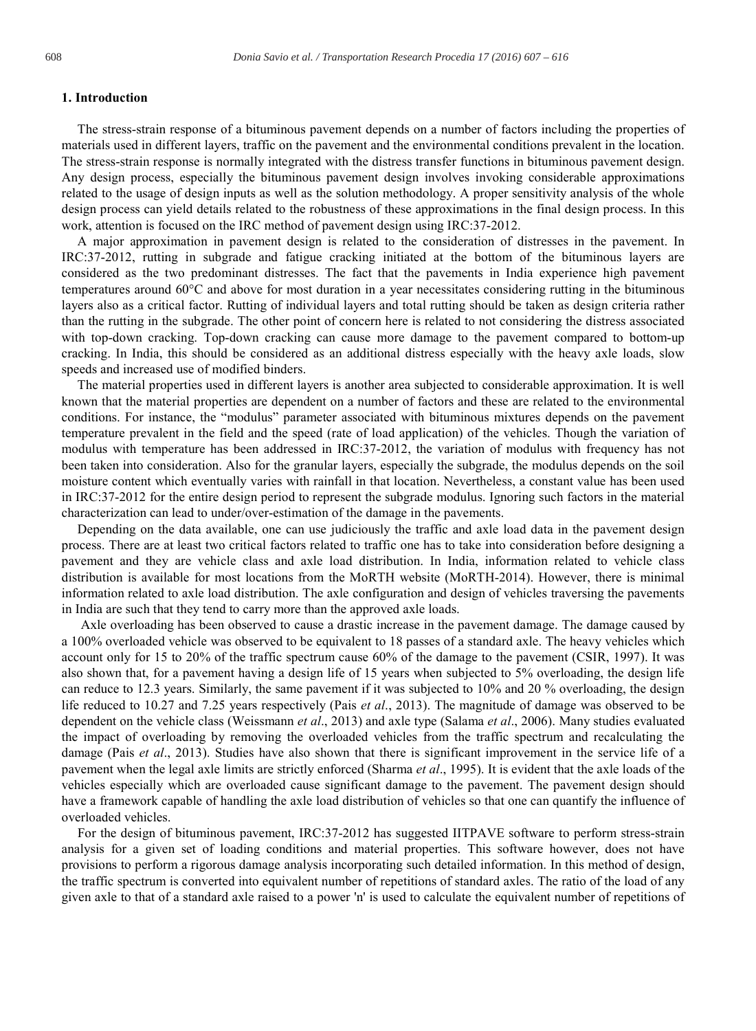## 1. Introduction

The stress-strain response of a bituminous pavement depends on a number of factors including the properties of materials used in different layers, traffic on the pavement and the environmental conditions prevalent in the location. The stress-strain response is normally integrated with the distress transfer functions in bituminous pavement design. Any design process, especially the bituminous pavement design involves invoking considerable approximations related to the usage of design inputs as well as the solution methodology. A proper sensitivity analysis of the whole design process can yield details related to the robustness of these approximations in the final design process. In this work, attention is focused on the IRC method of pavement design using IRC:37-2012.

A major approximation in pavement design is related to the consideration of distresses in the pavement. In IRC:37-2012, rutting in subgrade and fatigue cracking initiated at the bottom of the bituminous layers are considered as the two predominant distresses. The fact that the pavements in India experience high pavement temperatures around 60°C and above for most duration in a year necessitates considering rutting in the bituminous layers also as a critical factor. Rutting of individual layers and total rutting should be taken as design criteria rather than the rutting in the subgrade. The other point of concern here is related to not considering the distress associated with top-down cracking. Top-down cracking can cause more damage to the pavement compared to bottom-up cracking. In India, this should be considered as an additional distress especially with the heavy axle loads, slow speeds and increased use of modified binders.

The material properties used in different layers is another area subjected to considerable approximation. It is well known that the material properties are dependent on a number of factors and these are related to the environmental conditions. For instance, the "modulus" parameter associated with bituminous mixtures depends on the pavement temperature prevalent in the field and the speed (rate of load application) of the vehicles. Though the variation of modulus with temperature has been addressed in IRC:37-2012, the variation of modulus with frequency has not been taken into consideration. Also for the granular layers, especially the subgrade, the modulus depends on the soil moisture content which eventually varies with rainfall in that location. Nevertheless, a constant value has been used in IRC:37-2012 for the entire design period to represent the subgrade modulus. Ignoring such factors in the material characterization can lead to under/over-estimation of the damage in the pavements.

Depending on the data available, one can use judiciously the traffic and axle load data in the pavement design process. There are at least two critical factors related to traffic one has to take into consideration before designing a pavement and they are vehicle class and axle load distribution. In India, information related to vehicle class distribution is available for most locations from the MoRTH website (MoRTH-2014). However, there is minimal information related to axle load distribution. The axle configuration and design of vehicles traversing the pavements in India are such that they tend to carry more than the approved axle loads.

Axle overloading has been observed to cause a drastic increase in the pavement damage. The damage caused by a 100% overloaded vehicle was observed to be equivalent to 18 passes of a standard axle. The heavy vehicles which account only for 15 to 20% of the traffic spectrum cause 60% of the damage to the pavement (CSIR, 1997). It was also shown that, for a pavement having a design life of 15 years when subjected to 5% overloading, the design life can reduce to 12.3 years. Similarly, the same pavement if it was subjected to 10% and 20 % overloading, the design life reduced to 10.27 and 7.25 years respectively (Pais *et al*., 2013). The magnitude of damage was observed to be dependent on the vehicle class (Weissmann *et al*., 2013) and axle type (Salama *et al*., 2006). Many studies evaluated the impact of overloading by removing the overloaded vehicles from the traffic spectrum and recalculating the damage (Pais *et al*., 2013). Studies have also shown that there is significant improvement in the service life of a pavement when the legal axle limits are strictly enforced (Sharma *et al*., 1995). It is evident that the axle loads of the vehicles especially which are overloaded cause significant damage to the pavement. The pavement design should have a framework capable of handling the axle load distribution of vehicles so that one can quantify the influence of overloaded vehicles.

For the design of bituminous pavement, IRC:37-2012 has suggested IITPAVE software to perform stress-strain analysis for a given set of loading conditions and material properties. This software however, does not have provisions to perform a rigorous damage analysis incorporating such detailed information. In this method of design, the traffic spectrum is converted into equivalent number of repetitions of standard axles. The ratio of the load of any given axle to that of a standard axle raised to a power 'n' is used to calculate the equivalent number of repetitions of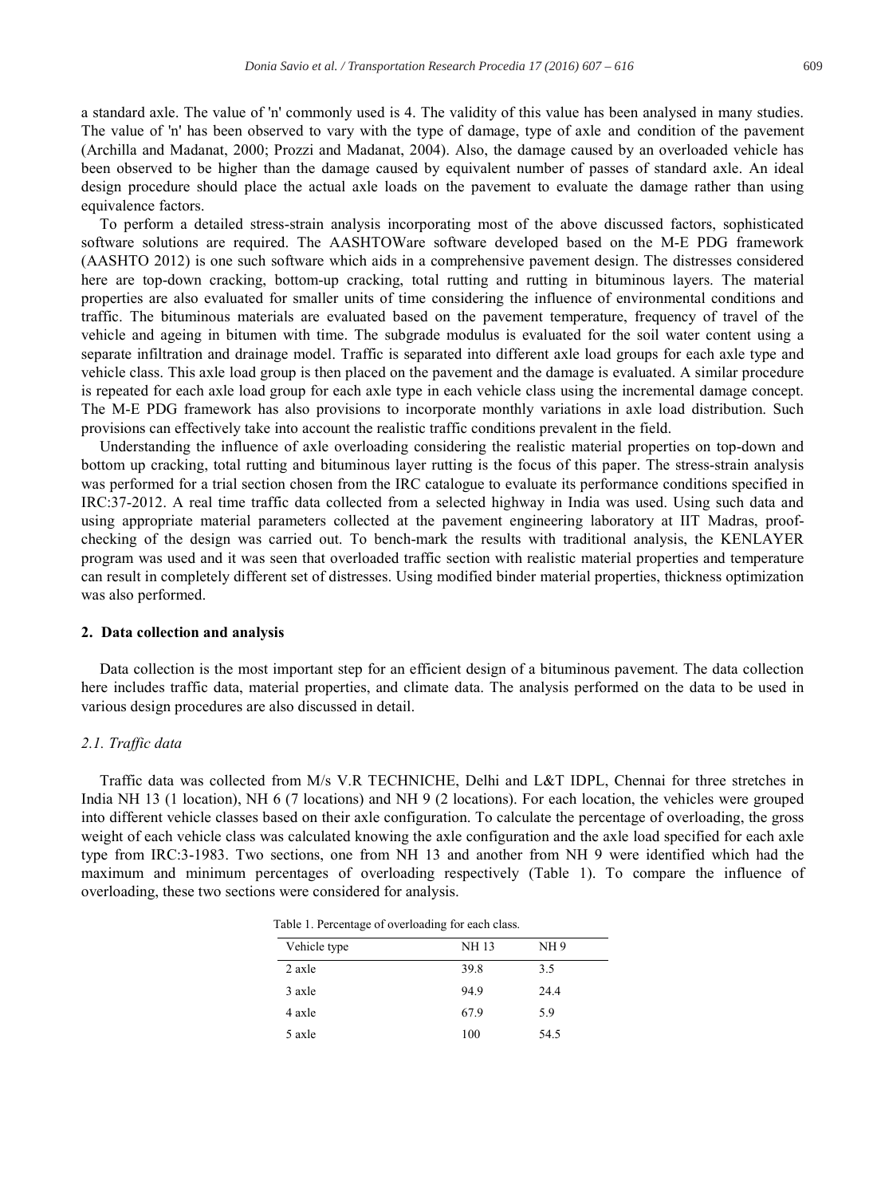a standard axle. The value of 'n' commonly used is 4. The validity of this value has been analysed in many studies. The value of 'n' has been observed to vary with the type of damage, type of axle and condition of the pavement (Archilla and Madanat, 2000; Prozzi and Madanat, 2004). Also, the damage caused by an overloaded vehicle has been observed to be higher than the damage caused by equivalent number of passes of standard axle. An ideal design procedure should place the actual axle loads on the pavement to evaluate the damage rather than using equivalence factors.

To perform a detailed stress-strain analysis incorporating most of the above discussed factors, sophisticated software solutions are required. The AASHTOWare software developed based on the M-E PDG framework (AASHTO 2012) is one such software which aids in a comprehensive pavement design. The distresses considered here are top-down cracking, bottom-up cracking, total rutting and rutting in bituminous layers. The material properties are also evaluated for smaller units of time considering the influence of environmental conditions and traffic. The bituminous materials are evaluated based on the pavement temperature, frequency of travel of the vehicle and ageing in bitumen with time. The subgrade modulus is evaluated for the soil water content using a separate infiltration and drainage model. Traffic is separated into different axle load groups for each axle type and vehicle class. This axle load group is then placed on the pavement and the damage is evaluated. A similar procedure is repeated for each axle load group for each axle type in each vehicle class using the incremental damage concept. The M-E PDG framework has also provisions to incorporate monthly variations in axle load distribution. Such provisions can effectively take into account the realistic traffic conditions prevalent in the field.

Understanding the influence of axle overloading considering the realistic material properties on top-down and bottom up cracking, total rutting and bituminous layer rutting is the focus of this paper. The stress-strain analysis was performed for a trial section chosen from the IRC catalogue to evaluate its performance conditions specified in IRC:37-2012. A real time traffic data collected from a selected highway in India was used. Using such data and using appropriate material parameters collected at the pavement engineering laboratory at IIT Madras, proof-checking of the design was carried out. To bench-mark the results with traditional analysis, the KENLAYER program was used and it was seen that overloaded traffic section with realistic material properties and temperature can result in completely different set of distresses. Using modified binder material properties, thickness optimization was also performed.

## 2. Data collection and analysis

Data collection is the most important step for an efficient design of a bituminous pavement. The data collection here includes traffic data, material properties, and climate data. The analysis performed on the data to be used in various design procedures are also discussed in detail.

### *2.1. Traffic data*

Traffic data was collected from M/s V.R TECHNICHE, Delhi and L&T IDPL, Chennai for three stretches in India NH 13 (1 location), NH 6 (7 locations) and NH 9 (2 locations). For each location, the vehicles were grouped into different vehicle classes based on their axle configuration. To calculate the percentage of overloading, the gross weight of each vehicle class was calculated knowing the axle configuration and the axle load specified for each axle type from IRC:3-1983. Two sections, one from NH 13 and another from NH 9 were identified which had the maximum and minimum percentages of overloading respectively (Table 1). To compare the influence of overloading, these two sections were considered for analysis.

Table 1. Percentage of overloading for each class.

| Vehicle type | NH 13 | NH 9 |
|---|---|---|
| 2 axle | 39.8 | 3.5 |
| 3 axle | 94.9 | 24.4 |
| 4 axle | 67.9 | 5.9 |
| 5 axle | 100 | 54.5 |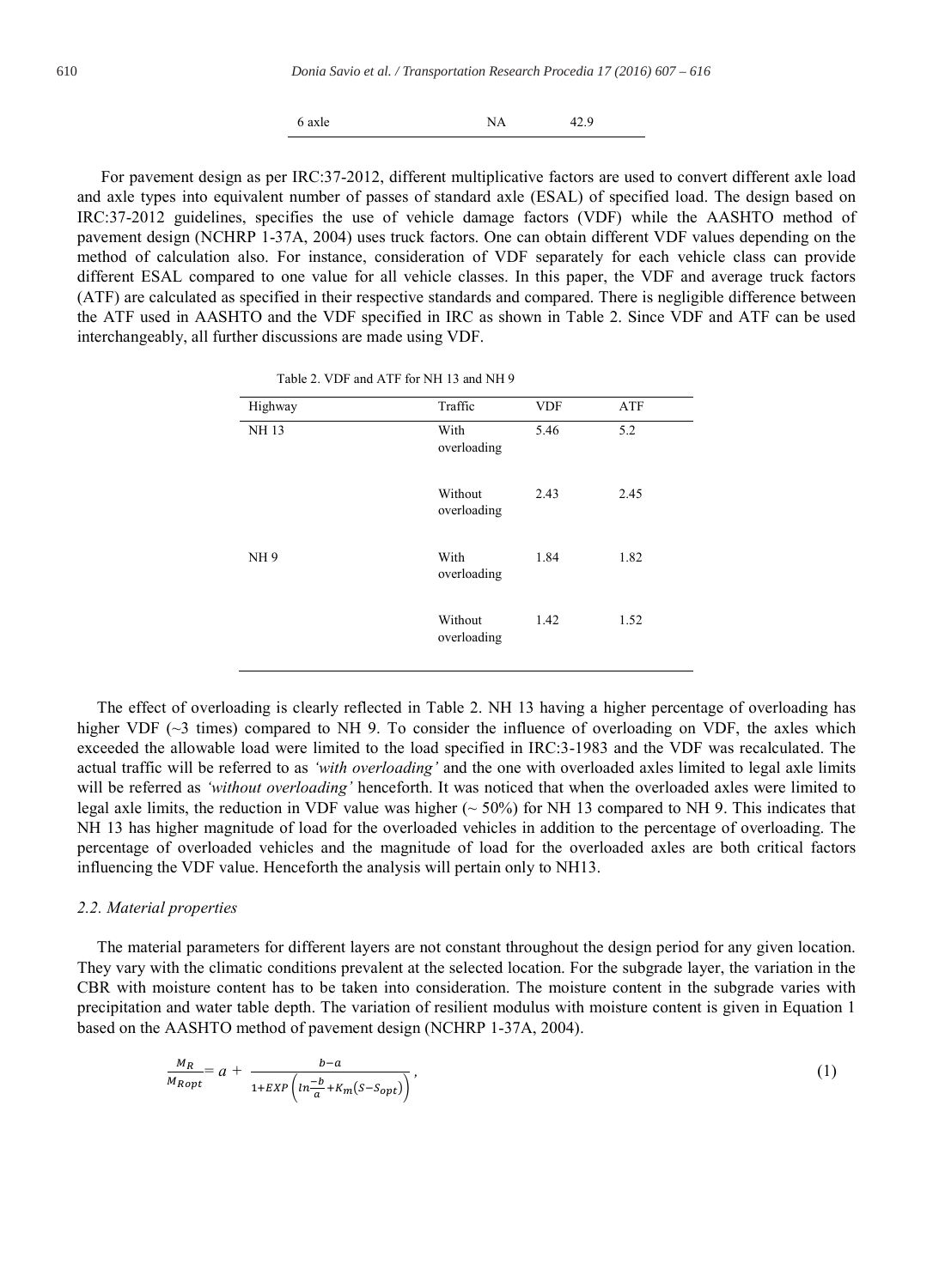| 6 axle | NA | 42.9 |
|---|---|---|

For pavement design as per IRC:37-2012, different multiplicative factors are used to convert different axle load and axle types into equivalent number of passes of standard axle (ESAL) of specified load. The design based on IRC:37-2012 guidelines, specifies the use of vehicle damage factors (VDF) while the AASHTO method of pavement design (NCHRP 1-37A, 2004) uses truck factors. One can obtain different VDF values depending on the method of calculation also. For instance, consideration of VDF separately for each vehicle class can provide different ESAL compared to one value for all vehicle classes. In this paper, the VDF and average truck factors (ATF) are calculated as specified in their respective standards and compared. There is negligible difference between the ATF used in AASHTO and the VDF specified in IRC as shown in Table 2. Since VDF and ATF can be used interchangeably, all further discussions are made using VDF.

Table 2. VDF and ATF for NH 13 and NH 9

| Highway | Traffic | VDF | ATF |
|---|---|---|---|
| NH 13 | With overloading | 5.46 | 5.2 |
| | Without overloading | 2.43 | 2.45 |
| NH 9 | With overloading | 1.84 | 1.82 |
| | Without overloading | 1.42 | 1.52 |

The effect of overloading is clearly reflected in Table 2. NH 13 having a higher percentage of overloading has higher VDF (~3 times) compared to NH 9. To consider the influence of overloading on VDF, the axles which exceeded the allowable load were limited to the load specified in IRC:3-1983 and the VDF was recalculated. The actual traffic will be referred to as *'with overloading'* and the one with overloaded axles limited to legal axle limits will be referred as *'without overloading'* henceforth. It was noticed that when the overloaded axles were limited to legal axle limits, the reduction in VDF value was higher (~ 50%) for NH 13 compared to NH 9. This indicates that NH 13 has higher magnitude of load for the overloaded vehicles in addition to the percentage of overloading. The percentage of overloaded vehicles and the magnitude of load for the overloaded axles are both critical factors influencing the VDF value. Henceforth the analysis will pertain only to NH13.

### *2.2. Material properties*

The material parameters for different layers are not constant throughout the design period for any given location. They vary with the climatic conditions prevalent at the selected location. For the subgrade layer, the variation in the CBR with moisture content has to be taken into consideration. The moisture content in the subgrade varies with precipitation and water table depth. The variation of resilient modulus with moisture content is given in Equation 1 based on the AASHTO method of pavement design (NCHRP 1-37A, 2004).

$$\frac{M_R}{M_{Ropt}} = a + \frac{b-a}{1+EXP\left(ln\frac{-b}{a}+K_m(S-S_{opt})\right)}, \tag{1}$$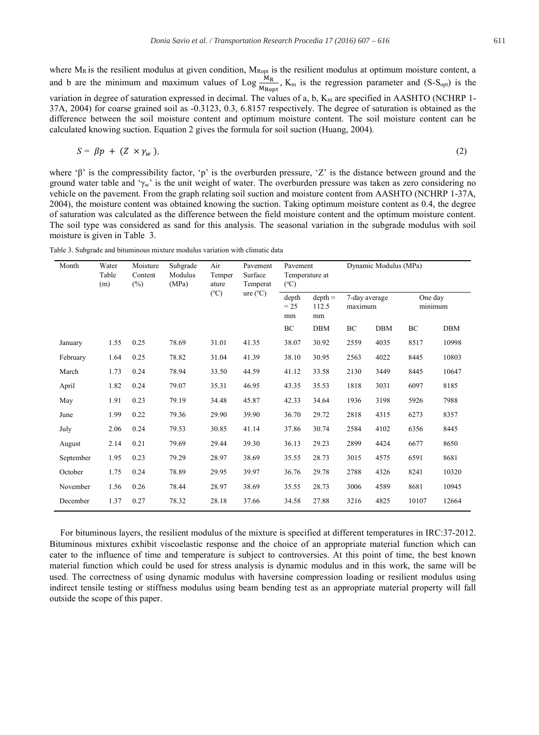where $M_R$ is the resilient modulus at given condition, $M_{Ropt}$ is the resilient modulus at optimum moisture content, a and b are the minimum and maximum values of Log $\frac{M_R}{M_{Ropt}}$, $K_m$ is the regression parameter and $(S-S_{opt})$ is the variation in degree of saturation expressed in decimal. The values of a, b, $K_m$ are specified in AASHTO (NCHRP 1-37A, 2004) for coarse grained soil as -0.3123, 0.3, 6.8157 respectively. The degree of saturation is obtained as the difference between the soil moisture content and optimum moisture content. The soil moisture content can be calculated knowing suction. Equation 2 gives the formula for soil suction (Huang, 2004).

$$S = \beta p + (Z \times \gamma_w), \tag{2}$$

where '$\beta$' is the compressibility factor, 'p' is the overburden pressure, 'Z' is the distance between ground and the ground water table and '$\gamma_w$' is the unit weight of water. The overburden pressure was taken as zero considering no vehicle on the pavement. From the graph relating soil suction and moisture content from AASHTO (NCHRP 1-37A, 2004), the moisture content was obtained knowing the suction. Taking optimum moisture content as 0.4, the degree of saturation was calculated as the difference between the field moisture content and the optimum moisture content. The soil type was considered as sand for this analysis. The seasonal variation in the subgrade modulus with soil moisture is given in Table 3.

Table 3. Subgrade and bituminous mixture modulus variation with climatic data

| Month | Water Table (m) | Moisture Content (%) | Subgrade Modulus (MPa) | Air Temperature (°C) | Pavement Surface Temperature (°C) | Pavement Temperature at (°C) | | Dynamic Modulus (MPa) | | | |
|---|---|---|---|---|---|---|---|---|---|---|---|
| | | | | | | depth = 25 mm | depth = 112.5 mm | 7-day average maximum | | One day minimum | |
| | | | | | | BC | DBM | BC | DBM | BC | DBM |
| January | 1.55 | 0.25 | 78.69 | 31.01 | 41.35 | 38.07 | 30.92 | 2559 | 4035 | 8517 | 10998 |
| February | 1.64 | 0.25 | 78.82 | 31.04 | 41.39 | 38.10 | 30.95 | 2563 | 4022 | 8445 | 10803 |
| March | 1.73 | 0.24 | 78.94 | 33.50 | 44.59 | 41.12 | 33.58 | 2130 | 3449 | 8445 | 10647 |
| April | 1.82 | 0.24 | 79.07 | 35.31 | 46.95 | 43.35 | 35.53 | 1818 | 3031 | 6097 | 8185 |
| May | 1.91 | 0.23 | 79.19 | 34.48 | 45.87 | 42.33 | 34.64 | 1936 | 3198 | 5926 | 7988 |
| June | 1.99 | 0.22 | 79.36 | 29.90 | 39.90 | 36.70 | 29.72 | 2818 | 4315 | 6273 | 8357 |
| July | 2.06 | 0.24 | 79.53 | 30.85 | 41.14 | 37.86 | 30.74 | 2584 | 4102 | 6356 | 8445 |
| August | 2.14 | 0.21 | 79.69 | 29.44 | 39.30 | 36.13 | 29.23 | 2899 | 4424 | 6677 | 8650 |
| September | 1.95 | 0.23 | 79.29 | 28.97 | 38.69 | 35.55 | 28.73 | 3015 | 4575 | 6591 | 8681 |
| October | 1.75 | 0.24 | 78.89 | 29.95 | 39.97 | 36.76 | 29.78 | 2788 | 4326 | 8241 | 10320 |
| November | 1.56 | 0.26 | 78.44 | 28.97 | 38.69 | 35.55 | 28.73 | 3006 | 4589 | 8681 | 10945 |
| December | 1.37 | 0.27 | 78.32 | 28.18 | 37.66 | 34.58 | 27.88 | 3216 | 4825 | 10107 | 12664 |

For bituminous layers, the resilient modulus of the mixture is specified at different temperatures in IRC:37-2012. Bituminous mixtures exhibit viscoelastic response and the choice of an appropriate material function which can cater to the influence of time and temperature is subject to controversies. At this point of time, the best known material function which could be used for stress analysis is dynamic modulus and in this work, the same will be used. The correctness of using dynamic modulus with haversine compression loading or resilient modulus using indirect tensile testing or stiffness modulus using beam bending test as an appropriate material property will fall outside the scope of this paper.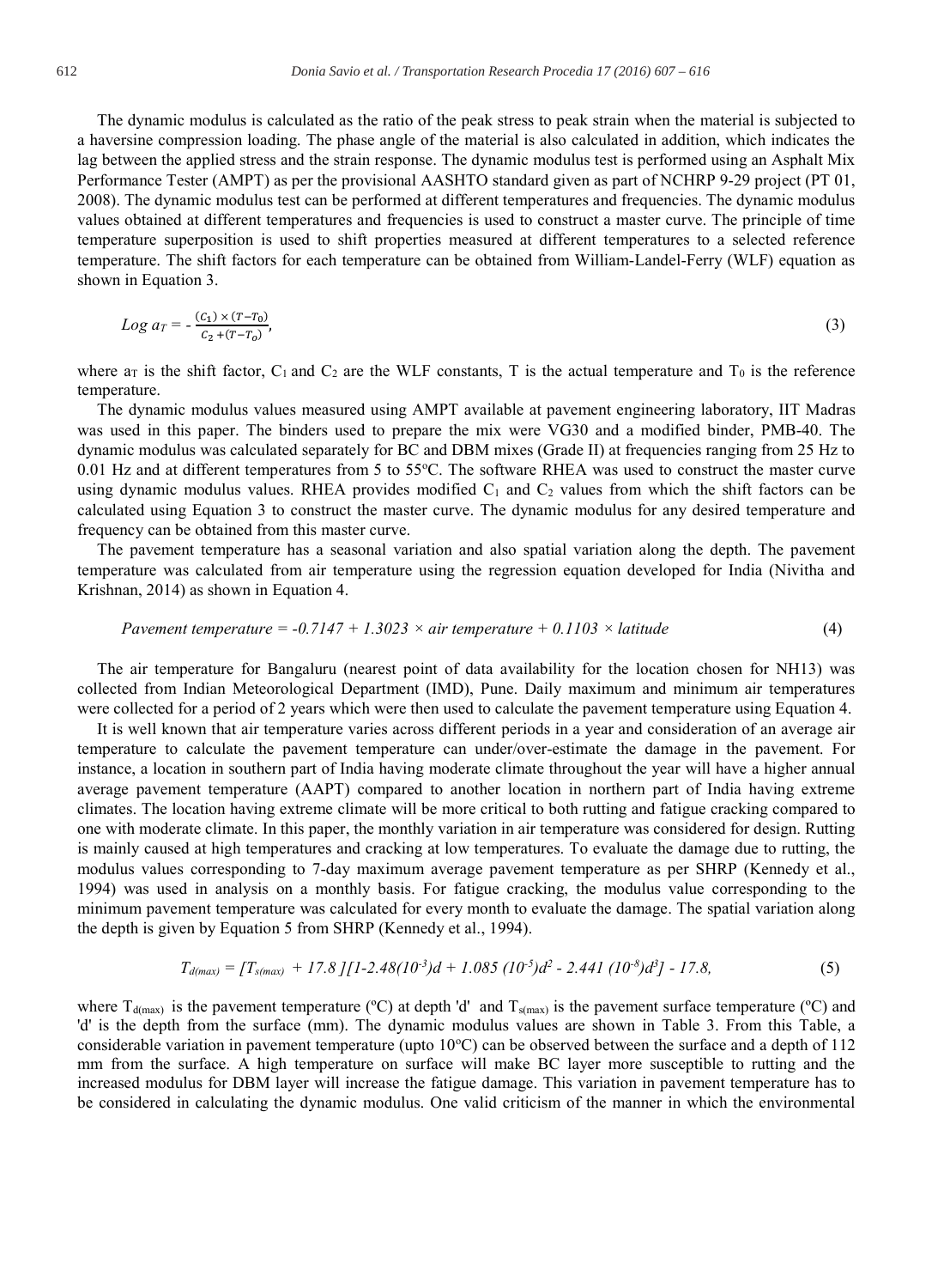The dynamic modulus is calculated as the ratio of the peak stress to peak strain when the material is subjected to a haversine compression loading. The phase angle of the material is also calculated in addition, which indicates the lag between the applied stress and the strain response. The dynamic modulus test is performed using an Asphalt Mix Performance Tester (AMPT) as per the provisional AASHTO standard given as part of NCHRP 9-29 project (PT 01, 2008). The dynamic modulus test can be performed at different temperatures and frequencies. The dynamic modulus values obtained at different temperatures and frequencies is used to construct a master curve. The principle of time temperature superposition is used to shift properties measured at different temperatures to a selected reference temperature. The shift factors for each temperature can be obtained from William-Landel-Ferry (WLF) equation as shown in Equation 3.

$$Log\ a_T = -\frac{(C_1) \times (T - T_0)}{C_2 + (T - T_o)}, \tag{3}$$

where $a_T$ is the shift factor, $C_1$ and $C_2$ are the WLF constants, T is the actual temperature and $T_0$ is the reference temperature.

The dynamic modulus values measured using AMPT available at pavement engineering laboratory, IIT Madras was used in this paper. The binders used to prepare the mix were VG30 and a modified binder, PMB-40. The dynamic modulus was calculated separately for BC and DBM mixes (Grade II) at frequencies ranging from 25 Hz to 0.01 Hz and at different temperatures from 5 to 55ºC. The software RHEA was used to construct the master curve using dynamic modulus values. RHEA provides modified $C_1$ and $C_2$ values from which the shift factors can be calculated using Equation 3 to construct the master curve. The dynamic modulus for any desired temperature and frequency can be obtained from this master curve.

The pavement temperature has a seasonal variation and also spatial variation along the depth. The pavement temperature was calculated from air temperature using the regression equation developed for India (Nivitha and Krishnan, 2014) as shown in Equation 4.

$$\text{Pavement temperature} = -0.7147 + 1.3023 \times \text{air temperature} + 0.1103 \times \text{latitude} \tag{4}$$

The air temperature for Bangaluru (nearest point of data availability for the location chosen for NH13) was collected from Indian Meteorological Department (IMD), Pune. Daily maximum and minimum air temperatures were collected for a period of 2 years which were then used to calculate the pavement temperature using Equation 4.

It is well known that air temperature varies across different periods in a year and consideration of an average air temperature to calculate the pavement temperature can under/over-estimate the damage in the pavement. For instance, a location in southern part of India having moderate climate throughout the year will have a higher annual average pavement temperature (AAPT) compared to another location in northern part of India having extreme climates. The location having extreme climate will be more critical to both rutting and fatigue cracking compared to one with moderate climate. In this paper, the monthly variation in air temperature was considered for design. Rutting is mainly caused at high temperatures and cracking at low temperatures. To evaluate the damage due to rutting, the modulus values corresponding to 7-day maximum average pavement temperature as per SHRP (Kennedy et al., 1994) was used in analysis on a monthly basis. For fatigue cracking, the modulus value corresponding to the minimum pavement temperature was calculated for every month to evaluate the damage. The spatial variation along the depth is given by Equation 5 from SHRP (Kennedy et al., 1994).

$$T_{d(max)} = [T_{s(max)} + 17.8][1 - 2.48(10^{-3})d + 1.085(10^{-5})d^2 - 2.441(10^{-8})d^3] - 17.8, \tag{5}$$

where $T_{d(max)}$ is the pavement temperature (ºC) at depth 'd' and $T_{s(max)}$ is the pavement surface temperature (ºC) and 'd' is the depth from the surface (mm). The dynamic modulus values are shown in Table 3. From this Table, a considerable variation in pavement temperature (upto 10ºC) can be observed between the surface and a depth of 112 mm from the surface. A high temperature on surface will make BC layer more susceptible to rutting and the increased modulus for DBM layer will increase the fatigue damage. This variation in pavement temperature has to be considered in calculating the dynamic modulus. One valid criticism of the manner in which the environmental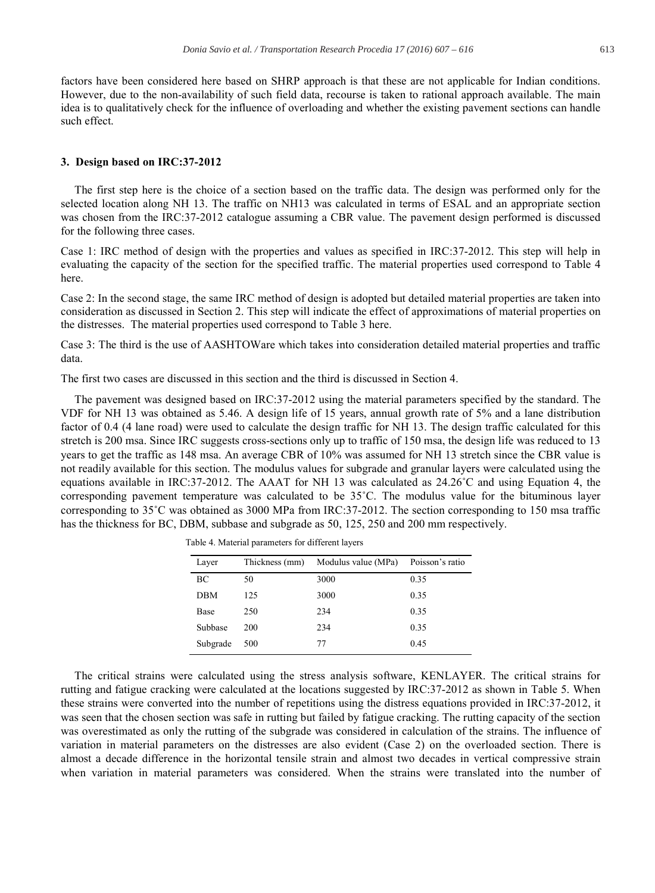factors have been considered here based on SHRP approach is that these are not applicable for Indian conditions. However, due to the non-availability of such field data, recourse is taken to rational approach available. The main idea is to qualitatively check for the influence of overloading and whether the existing pavement sections can handle such effect.

## 3. Design based on IRC:37-2012

The first step here is the choice of a section based on the traffic data. The design was performed only for the selected location along NH 13. The traffic on NH13 was calculated in terms of ESAL and an appropriate section was chosen from the IRC:37-2012 catalogue assuming a CBR value. The pavement design performed is discussed for the following three cases.

Case 1: IRC method of design with the properties and values as specified in IRC:37-2012. This step will help in evaluating the capacity of the section for the specified traffic. The material properties used correspond to Table 4 here.

Case 2: In the second stage, the same IRC method of design is adopted but detailed material properties are taken into consideration as discussed in Section 2. This step will indicate the effect of approximations of material properties on the distresses. The material properties used correspond to Table 3 here.

Case 3: The third is the use of AASHTOWare which takes into consideration detailed material properties and traffic data.

The first two cases are discussed in this section and the third is discussed in Section 4.

The pavement was designed based on IRC:37-2012 using the material parameters specified by the standard. The VDF for NH 13 was obtained as 5.46. A design life of 15 years, annual growth rate of 5% and a lane distribution factor of 0.4 (4 lane road) were used to calculate the design traffic for NH 13. The design traffic calculated for this stretch is 200 msa. Since IRC suggests cross-sections only up to traffic of 150 msa, the design life was reduced to 13 years to get the traffic as 148 msa. An average CBR of 10% was assumed for NH 13 stretch since the CBR value is not readily available for this section. The modulus values for subgrade and granular layers were calculated using the equations available in IRC:37-2012. The AAAT for NH 13 was calculated as 24.26˚C and using Equation 4, the corresponding pavement temperature was calculated to be 35˚C. The modulus value for the bituminous layer corresponding to 35˚C was obtained as 3000 MPa from IRC:37-2012. The section corresponding to 150 msa traffic has the thickness for BC, DBM, subbase and subgrade as 50, 125, 250 and 200 mm respectively.

Table 4. Material parameters for different layers

| Layer | Thickness (mm) | Modulus value (MPa) | Poisson's ratio |
|---|---|---|---|
| BC | 50 | 3000 | 0.35 |
| DBM | 125 | 3000 | 0.35 |
| Base | 250 | 234 | 0.35 |
| Subbase | 200 | 234 | 0.35 |
| Subgrade | 500 | 77 | 0.45 |

The critical strains were calculated using the stress analysis software, KENLAYER. The critical strains for rutting and fatigue cracking were calculated at the locations suggested by IRC:37-2012 as shown in Table 5. When these strains were converted into the number of repetitions using the distress equations provided in IRC:37-2012, it was seen that the chosen section was safe in rutting but failed by fatigue cracking. The rutting capacity of the section was overestimated as only the rutting of the subgrade was considered in calculation of the strains. The influence of variation in material parameters on the distresses are also evident (Case 2) on the overloaded section. There is almost a decade difference in the horizontal tensile strain and almost two decades in vertical compressive strain when variation in material parameters was considered. When the strains were translated into the number of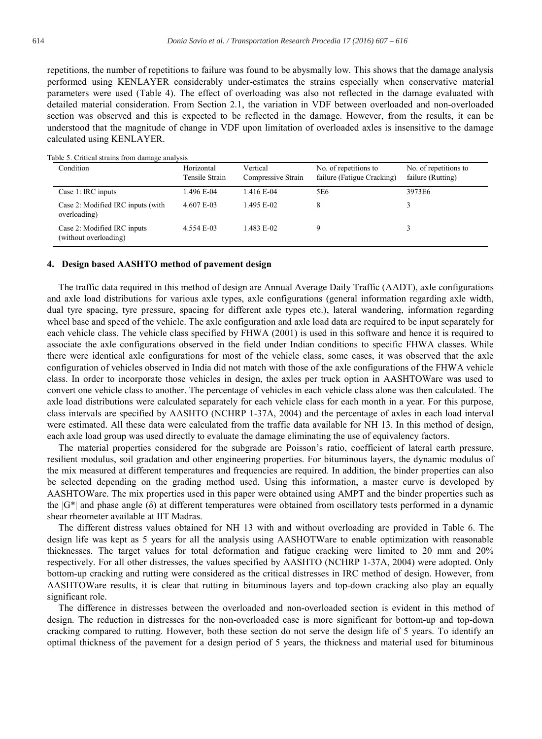repetitions, the number of repetitions to failure was found to be abysmally low. This shows that the damage analysis performed using KENLAYER considerably under-estimates the strains especially when conservative material parameters were used (Table 4). The effect of overloading was also not reflected in the damage evaluated with detailed material consideration. From Section 2.1, the variation in VDF between overloaded and non-overloaded section was observed and this is expected to be reflected in the damage. However, from the results, it can be understood that the magnitude of change in VDF upon limitation of overloaded axles is insensitive to the damage calculated using KENLAYER.

Table 5. Critical strains from damage analysis

| Condition | Horizontal Tensile Strain | Vertical Compressive Strain | No. of repetitions to failure (Fatigue Cracking) | No. of repetitions to failure (Rutting) |
|---|---|---|---|---|
| Case 1: IRC inputs | 1.496 E-04 | 1.416 E-04 | 5E6 | 3973E6 |
| Case 2: Modified IRC inputs (with overloading) | 4.607 E-03 | 1.495 E-02 | 8 | 3 |
| Case 2: Modified IRC inputs (without overloading) | 4.554 E-03 | 1.483 E-02 | 9 | 3 |

## 4. Design based AASHTO method of pavement design

The traffic data required in this method of design are Annual Average Daily Traffic (AADT), axle configurations and axle load distributions for various axle types, axle configurations (general information regarding axle width, dual tyre spacing, tyre pressure, spacing for different axle types etc.), lateral wandering, information regarding wheel base and speed of the vehicle. The axle configuration and axle load data are required to be input separately for each vehicle class. The vehicle class specified by FHWA (2001) is used in this software and hence it is required to associate the axle configurations observed in the field under Indian conditions to specific FHWA classes. While there were identical axle configurations for most of the vehicle class, some cases, it was observed that the axle configuration of vehicles observed in India did not match with those of the axle configurations of the FHWA vehicle class. In order to incorporate those vehicles in design, the axles per truck option in AASHTOWare was used to convert one vehicle class to another. The percentage of vehicles in each vehicle class alone was then calculated. The axle load distributions were calculated separately for each vehicle class for each month in a year. For this purpose, class intervals are specified by AASHTO (NCHRP 1-37A, 2004) and the percentage of axles in each load interval were estimated. All these data were calculated from the traffic data available for NH 13. In this method of design, each axle load group was used directly to evaluate the damage eliminating the use of equivalency factors.

The material properties considered for the subgrade are Poisson's ratio, coefficient of lateral earth pressure, resilient modulus, soil gradation and other engineering properties. For bituminous layers, the dynamic modulus of the mix measured at different temperatures and frequencies are required. In addition, the binder properties can also be selected depending on the grading method used. Using this information, a master curve is developed by AASHTOWare. The mix properties used in this paper were obtained using AMPT and the binder properties such as the $|G^*|$ and phase angle ($\delta$) at different temperatures were obtained from oscillatory tests performed in a dynamic shear rheometer available at IIT Madras.

The different distress values obtained for NH 13 with and without overloading are provided in Table 6. The design life was kept as 5 years for all the analysis using AASHOTWare to enable optimization with reasonable thicknesses. The target values for total deformation and fatigue cracking were limited to 20 mm and 20% respectively. For all other distresses, the values specified by AASHTO (NCHRP 1-37A, 2004) were adopted. Only bottom-up cracking and rutting were considered as the critical distresses in IRC method of design. However, from AASHTOWare results, it is clear that rutting in bituminous layers and top-down cracking also play an equally significant role.

The difference in distresses between the overloaded and non-overloaded section is evident in this method of design. The reduction in distresses for the non-overloaded case is more significant for bottom-up and top-down cracking compared to rutting. However, both these section do not serve the design life of 5 years. To identify an optimal thickness of the pavement for a design period of 5 years, the thickness and material used for bituminous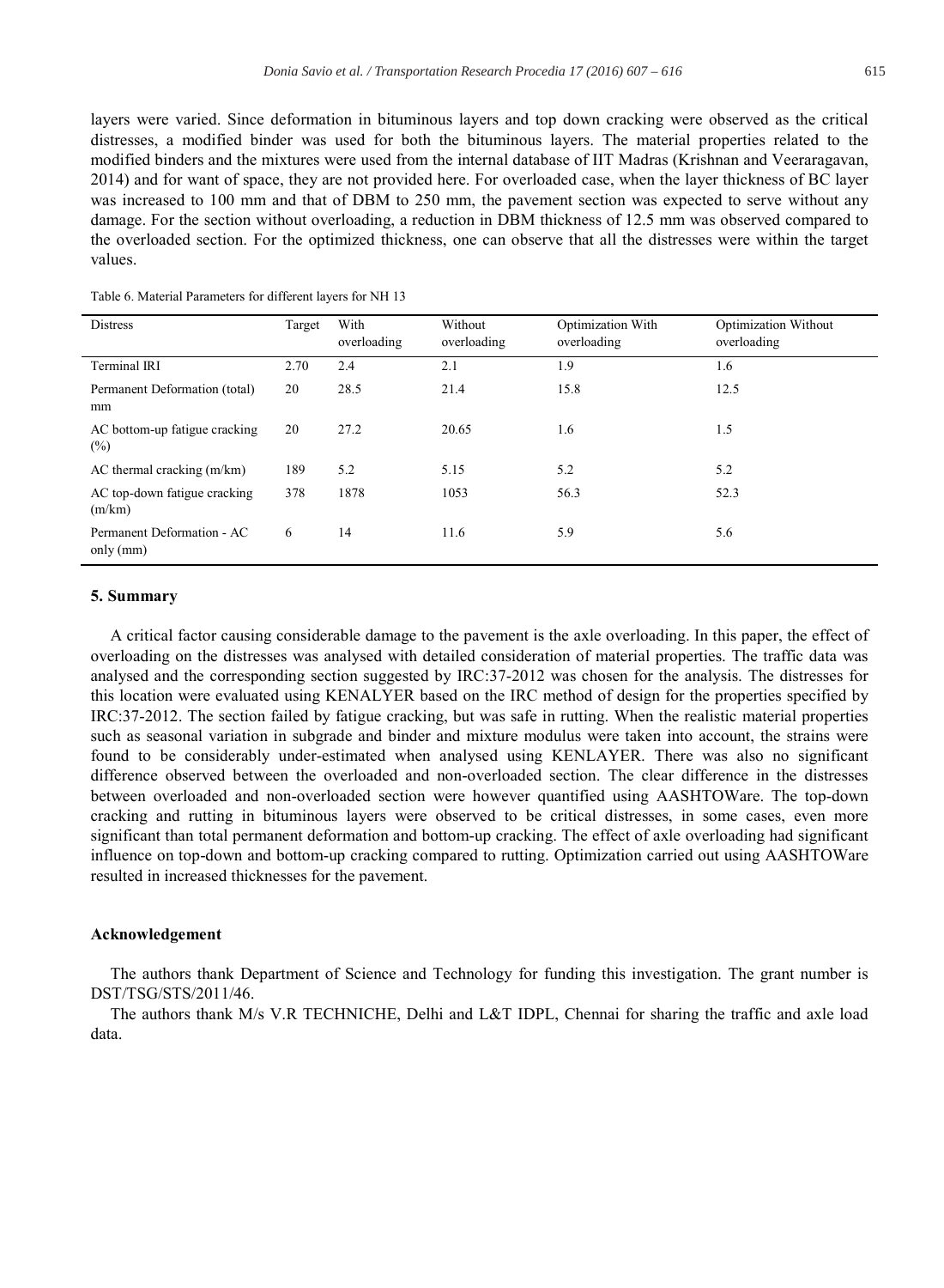layers were varied. Since deformation in bituminous layers and top down cracking were observed as the critical distresses, a modified binder was used for both the bituminous layers. The material properties related to the modified binders and the mixtures were used from the internal database of IIT Madras (Krishnan and Veeraragavan, 2014) and for want of space, they are not provided here. For overloaded case, when the layer thickness of BC layer was increased to 100 mm and that of DBM to 250 mm, the pavement section was expected to serve without any damage. For the section without overloading, a reduction in DBM thickness of 12.5 mm was observed compared to the overloaded section. For the optimized thickness, one can observe that all the distresses were within the target values.

Table 6. Material Parameters for different layers for NH 13

| Distress | Target | With overloading | Without overloading | Optimization With overloading | Optimization Without overloading |
|---|---|---|---|---|---|
| Terminal IRI | 2.70 | 2.4 | 2.1 | 1.9 | 1.6 |
| Permanent Deformation (total) mm | 20 | 28.5 | 21.4 | 15.8 | 12.5 |
| AC bottom-up fatigue cracking (%) | 20 | 27.2 | 20.65 | 1.6 | 1.5 |
| AC thermal cracking (m/km) | 189 | 5.2 | 5.15 | 5.2 | 5.2 |
| AC top-down fatigue cracking (m/km) | 378 | 1878 | 1053 | 56.3 | 52.3 |
| Permanent Deformation - AC only (mm) | 6 | 14 | 11.6 | 5.9 | 5.6 |

## 5. Summary

A critical factor causing considerable damage to the pavement is the axle overloading. In this paper, the effect of overloading on the distresses was analysed with detailed consideration of material properties. The traffic data was analysed and the corresponding section suggested by IRC:37-2012 was chosen for the analysis. The distresses for this location were evaluated using KENALYER based on the IRC method of design for the properties specified by IRC:37-2012. The section failed by fatigue cracking, but was safe in rutting. When the realistic material properties such as seasonal variation in subgrade and binder and mixture modulus were taken into account, the strains were found to be considerably under-estimated when analysed using KENLAYER. There was also no significant difference observed between the overloaded and non-overloaded section. The clear difference in the distresses between overloaded and non-overloaded section were however quantified using AASHTOWare. The top-down cracking and rutting in bituminous layers were observed to be critical distresses, in some cases, even more significant than total permanent deformation and bottom-up cracking. The effect of axle overloading had significant influence on top-down and bottom-up cracking compared to rutting. Optimization carried out using AASHTOWare resulted in increased thicknesses for the pavement.

## Acknowledgement

The authors thank Department of Science and Technology for funding this investigation. The grant number is DST/TSG/STS/2011/46.

The authors thank M/s V.R TECHNICHE, Delhi and L&T IDPL, Chennai for sharing the traffic and axle load data.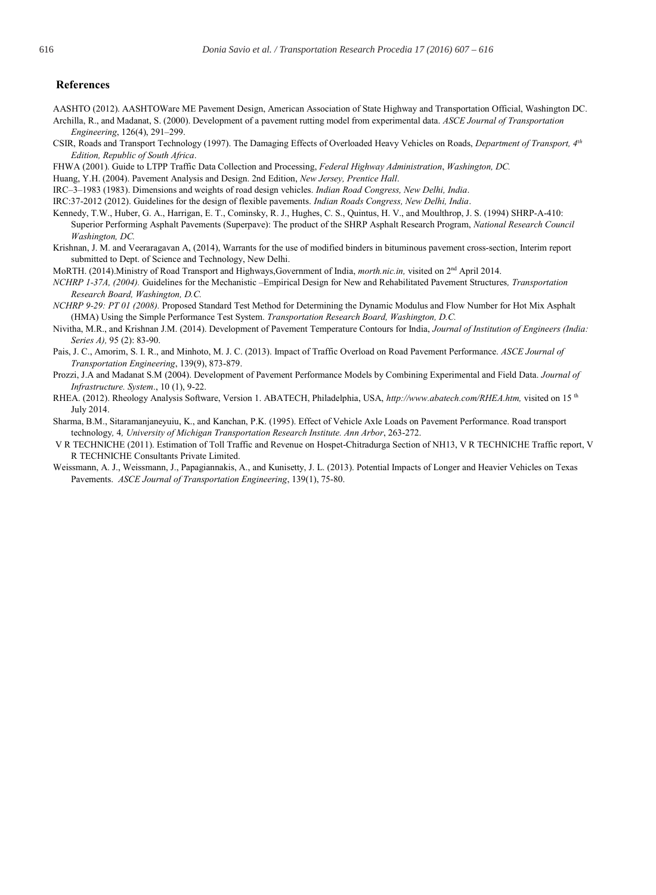## References

AASHTO (2012). AASHTOWare ME Pavement Design, American Association of State Highway and Transportation Official, Washington DC.

Archilla, R., and Madanat, S. (2000). Development of a pavement rutting model from experimental data. *ASCE Journal of Transportation Engineering*, 126(4), 291–299.

CSIR, Roads and Transport Technology (1997). The Damaging Effects of Overloaded Heavy Vehicles on Roads, *Department of Transport, 4th Edition, Republic of South Africa*.

FHWA (2001). Guide to LTPP Traffic Data Collection and Processing, *Federal Highway Administration*, *Washington, DC.*

Huang, Y.H. (2004). Pavement Analysis and Design. 2nd Edition, *New Jersey, Prentice Hall*.

IRC–3–1983 (1983). Dimensions and weights of road design vehicles. *Indian Road Congress, New Delhi, India*.

IRC:37-2012 (2012). Guidelines for the design of flexible pavements. *Indian Roads Congress, New Delhi, India*.

Kennedy, T.W., Huber, G. A., Harrigan, E. T., Cominsky, R. J., Hughes, C. S., Quintus, H. V., and Moulthrop, J. S. (1994) SHRP-A-410: Superior Performing Asphalt Pavements (Superpave): The product of the SHRP Asphalt Research Program, *National Research Council Washington, DC.*

Krishnan, J. M. and Veeraragavan A, (2014), Warrants for the use of modified binders in bituminous pavement cross-section, Interim report submitted to Dept. of Science and Technology, New Delhi.

MoRTH. (2014).Ministry of Road Transport and Highways,Government of India, *morth.nic.in,* visited on 2nd April 2014.

*NCHRP 1-37A, (2004).* Guidelines for the Mechanistic –Empirical Design for New and Rehabilitated Pavement Structures*, Transportation Research Board, Washington, D.C.*

*NCHRP 9-29: PT 01 (2008).* Proposed Standard Test Method for Determining the Dynamic Modulus and Flow Number for Hot Mix Asphalt (HMA) Using the Simple Performance Test System. *Transportation Research Board, Washington, D.C.*

Nivitha, M.R., and Krishnan J.M. (2014). Development of Pavement Temperature Contours for India, *Journal of Institution of Engineers (India: Series A),* 95 (2): 83-90.

Pais, J. C., Amorim, S. I. R., and Minhoto, M. J. C. (2013). Impact of Traffic Overload on Road Pavement Performance. *ASCE Journal of Transportation Engineering*, 139(9), 873-879.

Prozzi, J.A and Madanat S.M (2004). Development of Pavement Performance Models by Combining Experimental and Field Data. *Journal of Infrastructure. System*., 10 (1), 9-22.

RHEA. (2012). Rheology Analysis Software, Version 1. ABATECH, Philadelphia, USA, *http://www.abatech.com/RHEA.htm,* visited on 15 th July 2014.

Sharma, B.M., Sitaramanjaneyuiu, K., and Kanchan, P.K. (1995). Effect of Vehicle Axle Loads on Pavement Performance. Road transport technology*,* 4*, University of Michigan Transportation Research Institute. Ann Arbor*, 263-272.

V R TECHNICHE (2011). Estimation of Toll Traffic and Revenue on Hospet-Chitradurga Section of NH13, V R TECHNICHE Traffic report, V R TECHNICHE Consultants Private Limited.

Weissmann, A. J., Weissmann, J., Papagiannakis, A., and Kunisetty, J. L. (2013). Potential Impacts of Longer and Heavier Vehicles on Texas Pavements. *ASCE Journal of Transportation Engineering*, 139(1), 75-80.